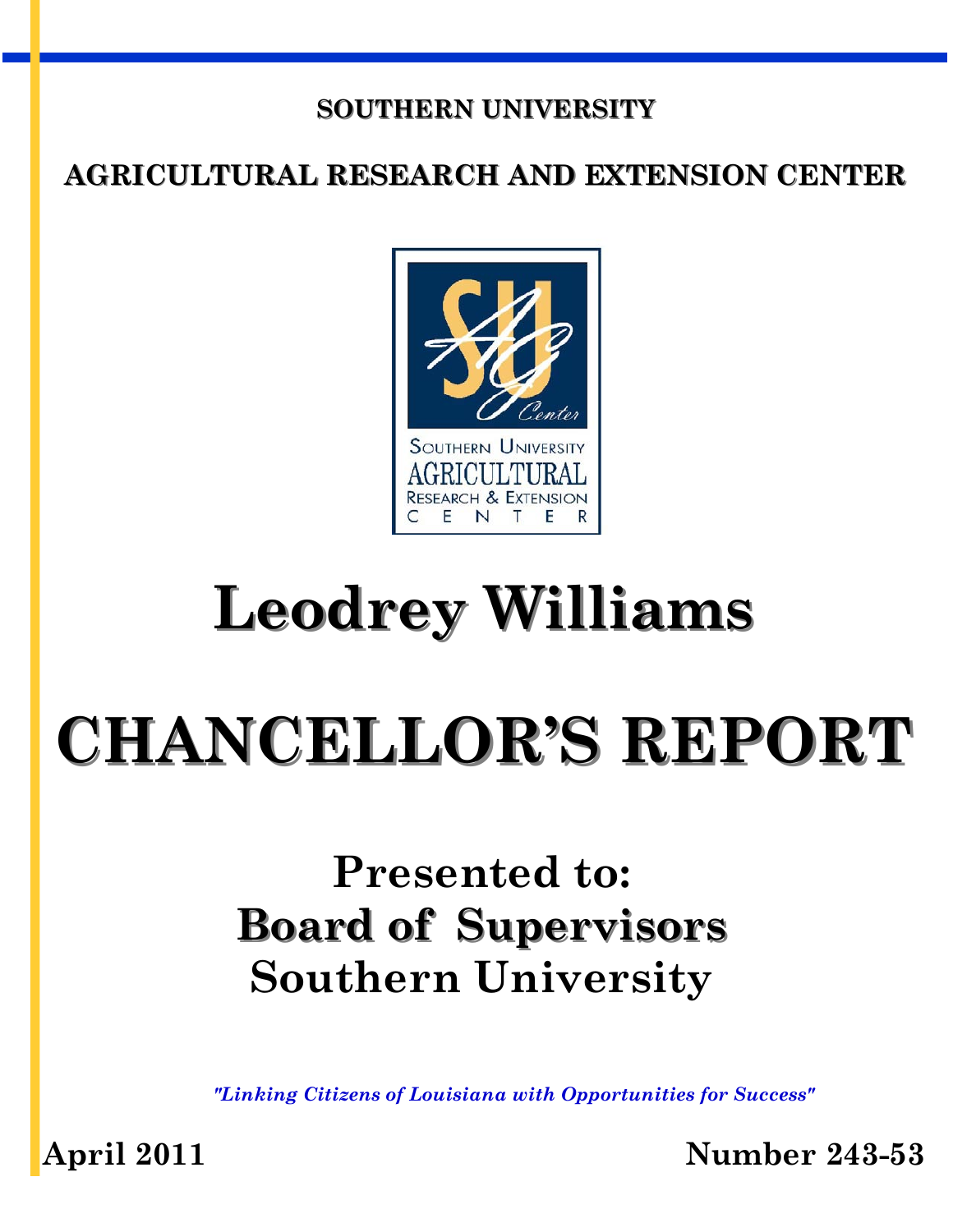**SOUTHERN UNIVERSITY**

**AGRICULTURAL RESEARCH AND EXTENSION CENTER**

SOUTHERN UNIVERSITY
AGRICULTURAL
RESEARCH & EXTENSION
CENTER

# Leodrey Williams

# CHANCELLOR'S REPORT

## Presented to:
## Board of Supervisors
## Southern University

*"Linking Citizens of Louisiana with Opportunities for Success"*

**April 2011** **Number 243-53**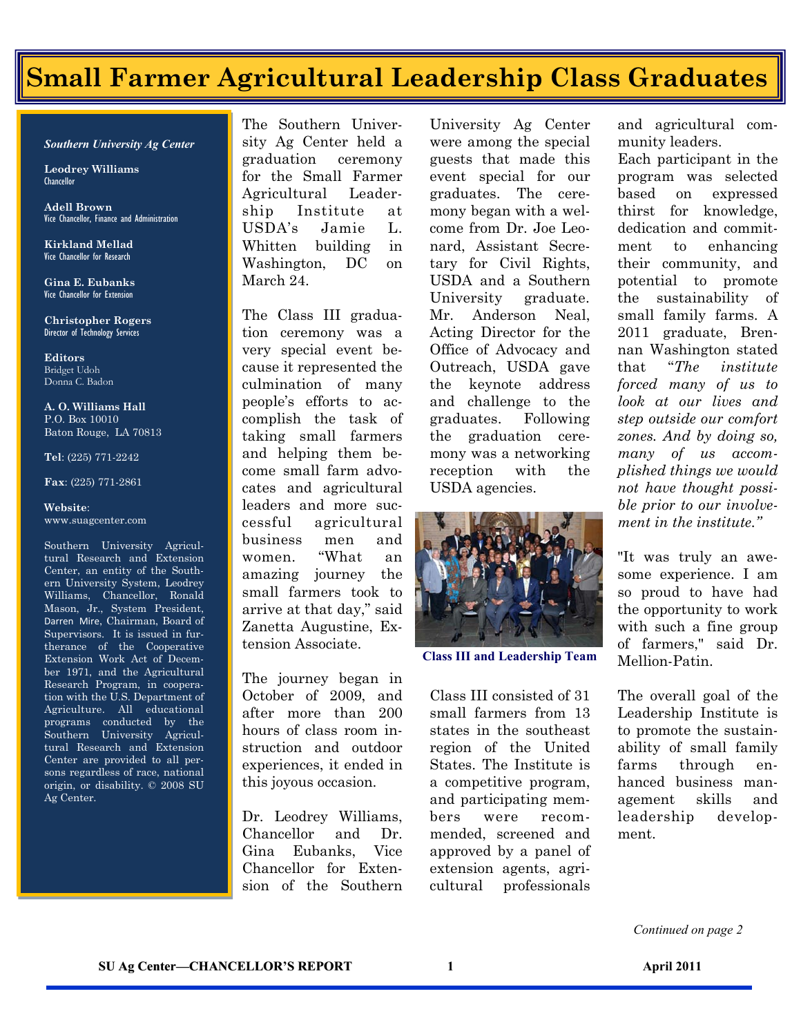# Small Farmer Agricultural Leadership Class Graduates

*Southern University Ag Center*

**Leodrey Williams**
Chancellor

**Adell Brown**
Vice Chancellor, Finance and Administration

**Kirkland Mellad**
Vice Chancellor for Research

**Gina E. Eubanks**
Vice Chancellor for Extension

**Christopher Rogers**
Director of Technology Services

**Editors**
Bridget Udoh
Donna C. Badon

**A. O. Williams Hall**
P.O. Box 10010
Baton Rouge, LA 70813

**Tel**: (225) 771-2242

**Fax**: (225) 771-2861

**Website**:
www.suagcenter.com

Southern University Agricultural Research and Extension Center, an entity of the Southern University System, Leodrey Williams, Chancellor, Ronald Mason, Jr., System President, Darren Mire, Chairman, Board of Supervisors. It is issued in furtherance of the Cooperative Extension Work Act of December 1971, and the Agricultural Research Program, in cooperation with the U.S. Department of Agriculture. All educational programs conducted by the Southern University Agricultural Research and Extension Center are provided to all persons regardless of race, national origin, or disability. © 2008 SU Ag Center.

The Southern University Ag Center held a graduation ceremony for the Small Farmer Agricultural Leadership Institute at USDA's Jamie L. Whitten building in Washington, DC on March 24.

The Class III graduation ceremony was a very special event because it represented the culmination of many people's efforts to accomplish the task of taking small farmers and helping them become small farm advocates and agricultural leaders and more successful agricultural business men and women. "What an amazing journey the small farmers took to arrive at that day," said Zanetta Augustine, Extension Associate.

The journey began in October of 2009, and after more than 200 hours of class room instruction and outdoor experiences, it ended in this joyous occasion.

Dr. Leodrey Williams, Chancellor and Dr. Gina Eubanks, Vice Chancellor for Extension of the Southern University Ag Center were among the special guests that made this event special for our graduates. The ceremony began with a welcome from Dr. Joe Leonard, Assistant Secretary for Civil Rights, USDA and a Southern University graduate. Mr. Anderson Neal, Acting Director for the Office of Advocacy and Outreach, USDA gave the keynote address and challenge to the graduates. Following the graduation ceremony was a networking reception with the USDA agencies.

**Class III and Leadership Team**

Class III consisted of 31 small farmers from 13 states in the southeast region of the United States. The Institute is a competitive program, and participating members were recommended, screened and approved by a panel of extension agents, agricultural professionals and agricultural community leaders.

Each participant in the program was selected based on expressed thirst for knowledge, dedication and commitment to enhancing their community, and potential to promote the sustainability of small family farms. A 2011 graduate, Brennan Washington stated that "*The institute forced many of us to look at our lives and step outside our comfort zones. And by doing so, many of us accomplished things we would not have thought possible prior to our involvement in the institute.*"

"It was truly an awesome experience. I am so proud to have had the opportunity to work with such a fine group of farmers," said Dr. Mellion-Patin.

The overall goal of the Leadership Institute is to promote the sustainability of small family farms through enhanced business management skills and leadership development.

*Continued on page 2*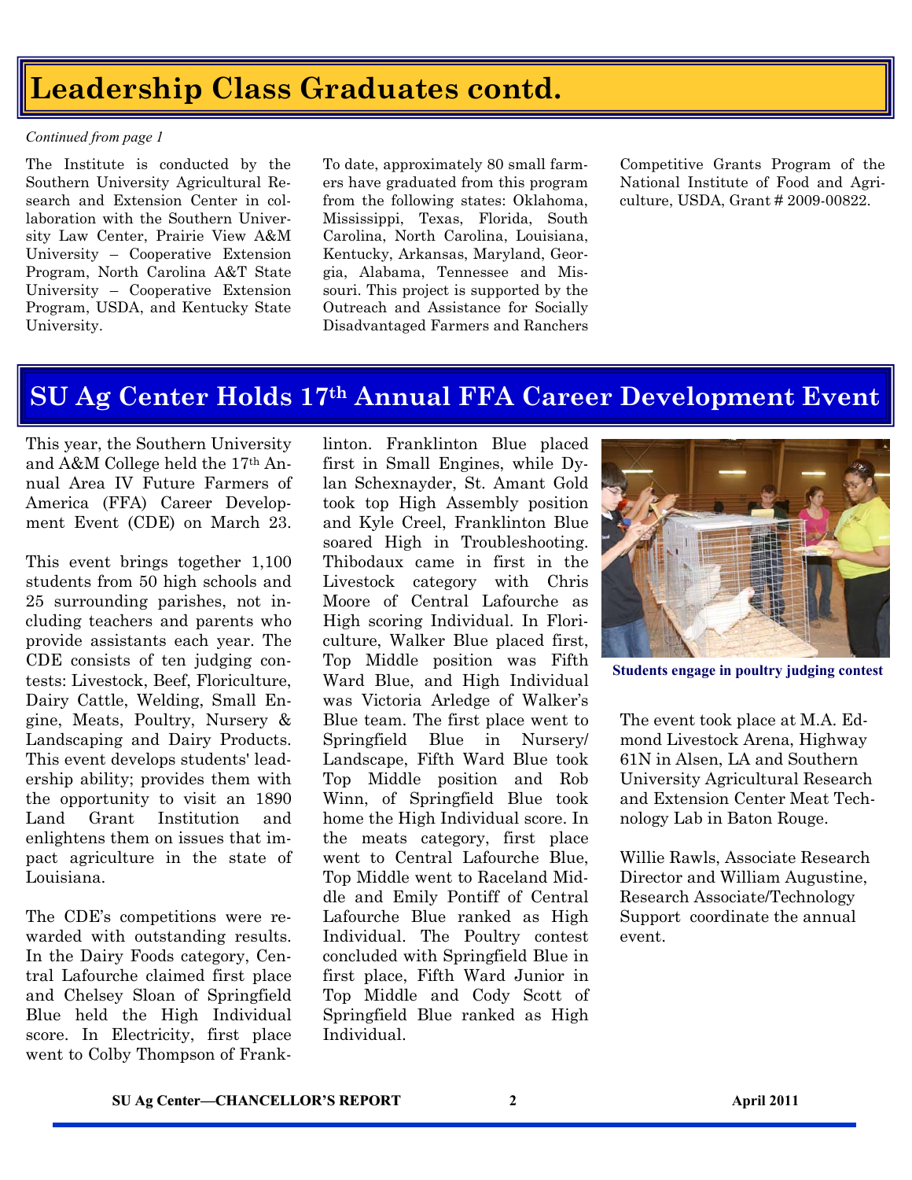# Leadership Class Graduates contd.

*Continued from page 1*

The Institute is conducted by the Southern University Agricultural Research and Extension Center in collaboration with the Southern University Law Center, Prairie View A&M University – Cooperative Extension Program, North Carolina A&T State University – Cooperative Extension Program, USDA, and Kentucky State University.

To date, approximately 80 small farmers have graduated from this program from the following states: Oklahoma, Mississippi, Texas, Florida, South Carolina, North Carolina, Louisiana, Kentucky, Arkansas, Maryland, Georgia, Alabama, Tennessee and Missouri. This project is supported by the Outreach and Assistance for Socially Disadvantaged Farmers and Ranchers Competitive Grants Program of the National Institute of Food and Agriculture, USDA, Grant # 2009-00822.

# SU Ag Center Holds 17th Annual FFA Career Development Event

This year, the Southern University and A&M College held the 17th Annual Area IV Future Farmers of America (FFA) Career Development Event (CDE) on March 23.

This event brings together 1,100 students from 50 high schools and 25 surrounding parishes, not including teachers and parents who provide assistants each year. The CDE consists of ten judging contests: Livestock, Beef, Floriculture, Dairy Cattle, Welding, Small Engine, Meats, Poultry, Nursery & Landscaping and Dairy Products. This event develops students' leadership ability; provides them with the opportunity to visit an 1890 Land Grant Institution and enlightens them on issues that impact agriculture in the state of Louisiana.

The CDE's competitions were rewarded with outstanding results. In the Dairy Foods category, Central Lafourche claimed first place and Chelsey Sloan of Springfield Blue held the High Individual score. In Electricity, first place went to Colby Thompson of Franklinton. Franklinton Blue placed first in Small Engines, while Dylan Schexnayder, St. Amant Gold took top High Assembly position and Kyle Creel, Franklinton Blue soared High in Troubleshooting. Thibodaux came in first in the Livestock category with Chris Moore of Central Lafourche as High scoring Individual. In Floriculture, Walker Blue placed first, Top Middle position was Fifth Ward Blue, and High Individual was Victoria Arledge of Walker's Blue team. The first place went to Springfield Blue in Nursery/Landscape, Fifth Ward Blue took Top Middle position and Rob Winn, of Springfield Blue took home the High Individual score. In the meats category, first place went to Central Lafourche Blue, Top Middle went to Raceland Middle and Emily Pontiff of Central Lafourche Blue ranked as High Individual. The Poultry contest concluded with Springfield Blue in first place, Fifth Ward Junior in Top Middle and Cody Scott of Springfield Blue ranked as High Individual.

Students engage in poultry judging contest

The event took place at M.A. Edmond Livestock Arena, Highway 61N in Alsen, LA and Southern University Agricultural Research and Extension Center Meat Technology Lab in Baton Rouge.

Willie Rawls, Associate Research Director and William Augustine, Research Associate/Technology Support coordinate the annual event.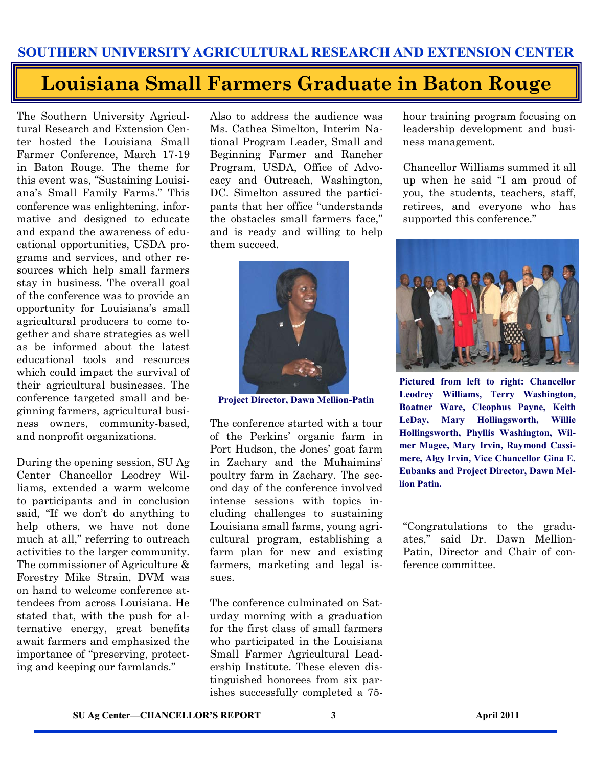**SOUTHERN UNIVERSITY AGRICULTURAL RESEARCH AND EXTENSION CENTER**

# Louisiana Small Farmers Graduate in Baton Rouge

The Southern University Agricultural Research and Extension Center hosted the Louisiana Small Farmer Conference, March 17-19 in Baton Rouge. The theme for this event was, "Sustaining Louisiana's Small Family Farms." This conference was enlightening, informative and designed to educate and expand the awareness of educational opportunities, USDA programs and services, and other resources which help small farmers stay in business. The overall goal of the conference was to provide an opportunity for Louisiana's small agricultural producers to come together and share strategies as well as be informed about the latest educational tools and resources which could impact the survival of their agricultural businesses. The conference targeted small and beginning farmers, agricultural business owners, community-based, and nonprofit organizations.

During the opening session, SU Ag Center Chancellor Leodrey Williams, extended a warm welcome to participants and in conclusion said, "If we don't do anything to help others, we have not done much at all," referring to outreach activities to the larger community. The commissioner of Agriculture & Forestry Mike Strain, DVM was on hand to welcome conference attendees from across Louisiana. He stated that, with the push for alternative energy, great benefits await farmers and emphasized the importance of "preserving, protecting and keeping our farmlands."

Also to address the audience was Ms. Cathea Simelton, Interim National Program Leader, Small and Beginning Farmer and Rancher Program, USDA, Office of Advocacy and Outreach, Washington, DC. Simelton assured the participants that her office "understands the obstacles small farmers face," and is ready and willing to help them succeed.

**Project Director, Dawn Mellion-Patin**

The conference started with a tour of the Perkins' organic farm in Port Hudson, the Jones' goat farm in Zachary and the Muhaimins' poultry farm in Zachary. The second day of the conference involved intense sessions with topics including challenges to sustaining Louisiana small farms, young agricultural program, establishing a farm plan for new and existing farmers, marketing and legal issues.

The conference culminated on Saturday morning with a graduation for the first class of small farmers who participated in the Louisiana Small Farmer Agricultural Leadership Institute. These eleven distinguished honorees from six parishes successfully completed a 75-hour training program focusing on leadership development and business management.

Chancellor Williams summed it all up when he said "I am proud of you, the students, teachers, staff, retirees, and everyone who has supported this conference."

**Pictured from left to right: Chancellor Leodrey Williams, Terry Washington, Boatner Ware, Cleophus Payne, Keith LeDay, Mary Hollingsworth, Willie Hollingsworth, Phyllis Washington, Wilmer Magee, Mary Irvin, Raymond Cassimere, Algy Irvin, Vice Chancellor Gina E. Eubanks and Project Director, Dawn Mellion Patin.**

"Congratulations to the graduates," said Dr. Dawn Mellion-Patin, Director and Chair of conference committee.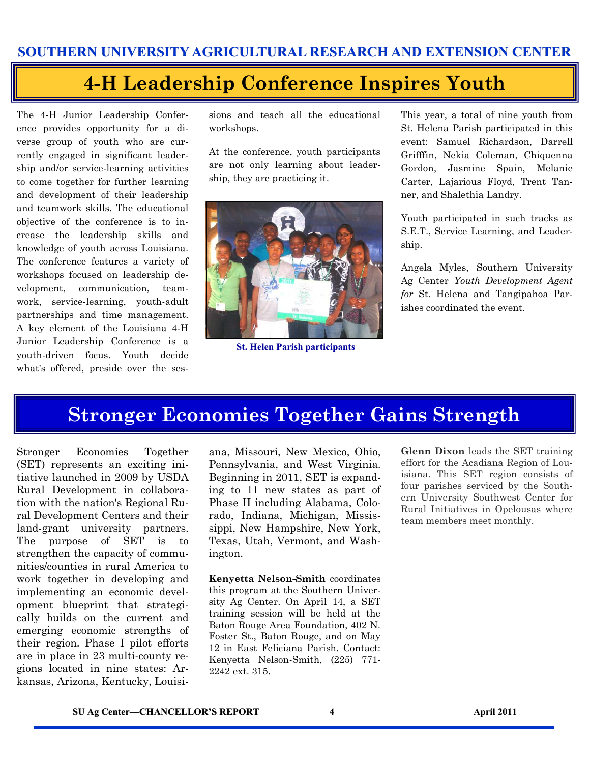SOUTHERN UNIVERSITY AGRICULTURAL RESEARCH AND EXTENSION CENTER

# 4-H Leadership Conference Inspires Youth

The 4-H Junior Leadership Conference provides opportunity for a diverse group of youth who are currently engaged in significant leadership and/or service-learning activities to come together for further learning and development of their leadership and teamwork skills. The educational objective of the conference is to increase the leadership skills and knowledge of youth across Louisiana. The conference features a variety of workshops focused on leadership development, communication, teamwork, service-learning, youth-adult partnerships and time management. A key element of the Louisiana 4-H Junior Leadership Conference is a youth-driven focus. Youth decide what's offered, preside over the sessions and teach all the educational workshops.

At the conference, youth participants are not only learning about leadership, they are practicing it.

**St. Helen Parish participants**

This year, a total of nine youth from St. Helena Parish participated in this event: Samuel Richardson, Darrell Grifffin, Nekia Coleman, Chiquenna Gordon, Jasmine Spain, Melanie Carter, Lajarious Floyd, Trent Tanner, and Shalethia Landry.

Youth participated in such tracks as S.E.T., Service Learning, and Leadership.

Angela Myles, Southern University Ag Center *Youth Development Agent for* St. Helena and Tangipahoa Parishes coordinated the event.

# Stronger Economies Together Gains Strength

Stronger Economies Together (SET) represents an exciting initiative launched in 2009 by USDA Rural Development in collaboration with the nation's Regional Rural Development Centers and their land-grant university partners. The purpose of SET is to strengthen the capacity of communities/counties in rural America to work together in developing and implementing an economic development blueprint that strategically builds on the current and emerging economic strengths of their region. Phase I pilot efforts are in place in 23 multi-county regions located in nine states: Arkansas, Arizona, Kentucky, Louisiana, Missouri, New Mexico, Ohio, Pennsylvania, and West Virginia. Beginning in 2011, SET is expanding to 11 new states as part of Phase II including Alabama, Colorado, Indiana, Michigan, Mississippi, New Hampshire, New York, Texas, Utah, Vermont, and Washington.

**Kenyetta Nelson-Smith** coordinates this program at the Southern University Ag Center. On April 14, a SET training session will be held at the Baton Rouge Area Foundation, 402 N. Foster St., Baton Rouge, and on May 12 in East Feliciana Parish. Contact: Kenyetta Nelson-Smith, (225) 771-2242 ext. 315.

**Glenn Dixon** leads the SET training effort for the Acadiana Region of Louisiana. This SET region consists of four parishes serviced by the Southern University Southwest Center for Rural Initiatives in Opelousas where team members meet monthly.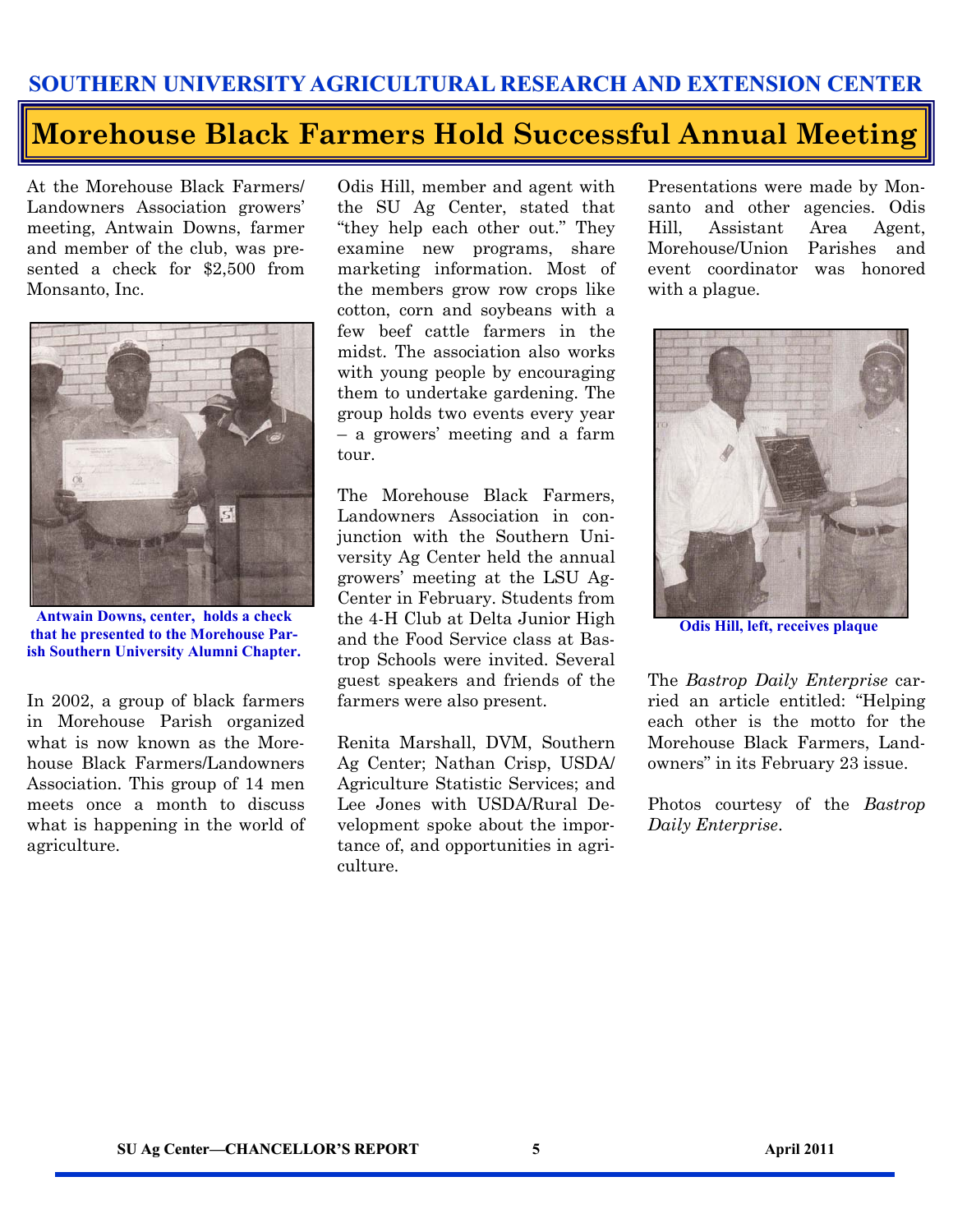SOUTHERN UNIVERSITY AGRICULTURAL RESEARCH AND EXTENSION CENTER

# Morehouse Black Farmers Hold Successful Annual Meeting

At the Morehouse Black Farmers/ Landowners Association growers' meeting, Antwain Downs, farmer and member of the club, was presented a check for $2,500 from Monsanto, Inc.

**Antwain Downs, center, holds a check that he presented to the Morehouse Parish Southern University Alumni Chapter.**

In 2002, a group of black farmers in Morehouse Parish organized what is now known as the Morehouse Black Farmers/Landowners Association. This group of 14 men meets once a month to discuss what is happening in the world of agriculture.

Odis Hill, member and agent with the SU Ag Center, stated that "they help each other out." They examine new programs, share marketing information. Most of the members grow row crops like cotton, corn and soybeans with a few beef cattle farmers in the midst. The association also works with young people by encouraging them to undertake gardening. The group holds two events every year – a growers' meeting and a farm tour.

The Morehouse Black Farmers, Landowners Association in conjunction with the Southern University Ag Center held the annual growers' meeting at the LSU Ag-Center in February. Students from the 4-H Club at Delta Junior High and the Food Service class at Bastrop Schools were invited. Several guest speakers and friends of the farmers were also present.

Renita Marshall, DVM, Southern Ag Center; Nathan Crisp, USDA/ Agriculture Statistic Services; and Lee Jones with USDA/Rural Development spoke about the importance of, and opportunities in agriculture.

Presentations were made by Monsanto and other agencies. Odis Hill, Assistant Area Agent, Morehouse/Union Parishes and event coordinator was honored with a plague.

**Odis Hill, left, receives plaque**

The *Bastrop Daily Enterprise* carried an article entitled: "Helping each other is the motto for the Morehouse Black Farmers, Landowners" in its February 23 issue.

Photos courtesy of the *Bastrop Daily Enterprise*.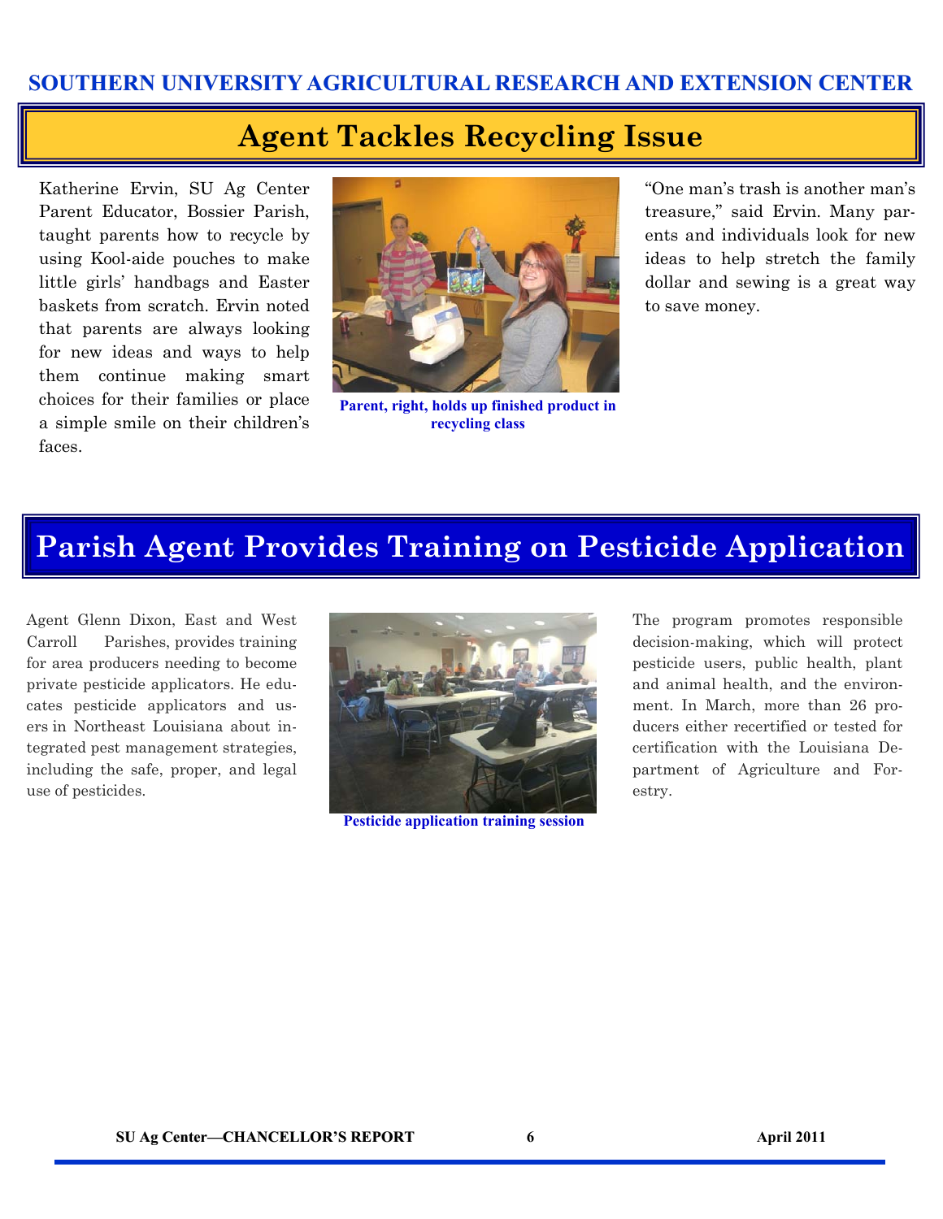SOUTHERN UNIVERSITY AGRICULTURAL RESEARCH AND EXTENSION CENTER

# Agent Tackles Recycling Issue

Katherine Ervin, SU Ag Center Parent Educator, Bossier Parish, taught parents how to recycle by using Kool-aide pouches to make little girls' handbags and Easter baskets from scratch. Ervin noted that parents are always looking for new ideas and ways to help them continue making smart choices for their families or place a simple smile on their children's faces.

**Parent, right, holds up finished product in recycling class**

"One man's trash is another man's treasure," said Ervin. Many parents and individuals look for new ideas to help stretch the family dollar and sewing is a great way to save money.

# Parish Agent Provides Training on Pesticide Application

Agent Glenn Dixon, East and West Carroll Parishes, provides training for area producers needing to become private pesticide applicators. He educates pesticide applicators and users in Northeast Louisiana about integrated pest management strategies, including the safe, proper, and legal use of pesticides.

**Pesticide application training session**

The program promotes responsible decision-making, which will protect pesticide users, public health, plant and animal health, and the environment. In March, more than 26 producers either recertified or tested for certification with the Louisiana Department of Agriculture and Forestry.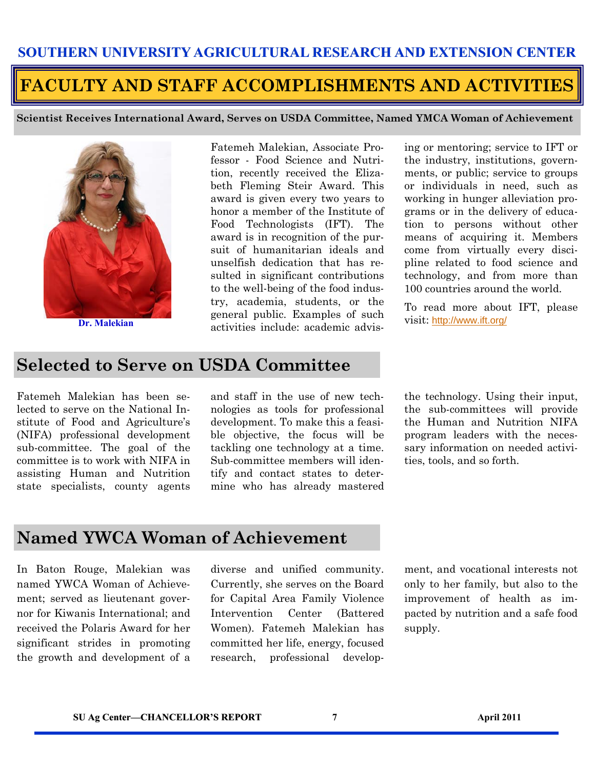SOUTHERN UNIVERSITY AGRICULTURAL RESEARCH AND EXTENSION CENTER

# FACULTY AND STAFF ACCOMPLISHMENTS AND ACTIVITIES

**Scientist Receives International Award, Serves on USDA Committee, Named YMCA Woman of Achievement**

Dr. Malekian

Fatemeh Malekian, Associate Professor - Food Science and Nutrition, recently received the Elizabeth Fleming Steir Award. This award is given every two years to honor a member of the Institute of Food Technologists (IFT). The award is in recognition of the pursuit of humanitarian ideals and unselfish dedication that has resulted in significant contributions to the well-being of the food industry, academia, students, or the general public. Examples of such activities include: academic advising or mentoring; service to IFT or the industry, institutions, governments, or public; service to groups or individuals in need, such as working in hunger alleviation programs or in the delivery of education to persons without other means of acquiring it. Members come from virtually every discipline related to food science and technology, and from more than 100 countries around the world.

To read more about IFT, please visit: http://www.ift.org/

## Selected to Serve on USDA Committee

Fatemeh Malekian has been selected to serve on the National Institute of Food and Agriculture's (NIFA) professional development sub-committee. The goal of the committee is to work with NIFA in assisting Human and Nutrition state specialists, county agents and staff in the use of new technologies as tools for professional development. To make this a feasible objective, the focus will be tackling one technology at a time. Sub-committee members will identify and contact states to determine who has already mastered the technology. Using their input, the sub-committees will provide the Human and Nutrition NIFA program leaders with the necessary information on needed activities, tools, and so forth.

## Named YWCA Woman of Achievement

In Baton Rouge, Malekian was named YWCA Woman of Achievement; served as lieutenant governor for Kiwanis International; and received the Polaris Award for her significant strides in promoting the growth and development of a diverse and unified community. Currently, she serves on the Board for Capital Area Family Violence Intervention Center (Battered Women). Fatemeh Malekian has committed her life, energy, focused research, professional development, and vocational interests not only to her family, but also to the improvement of health as impacted by nutrition and a safe food supply.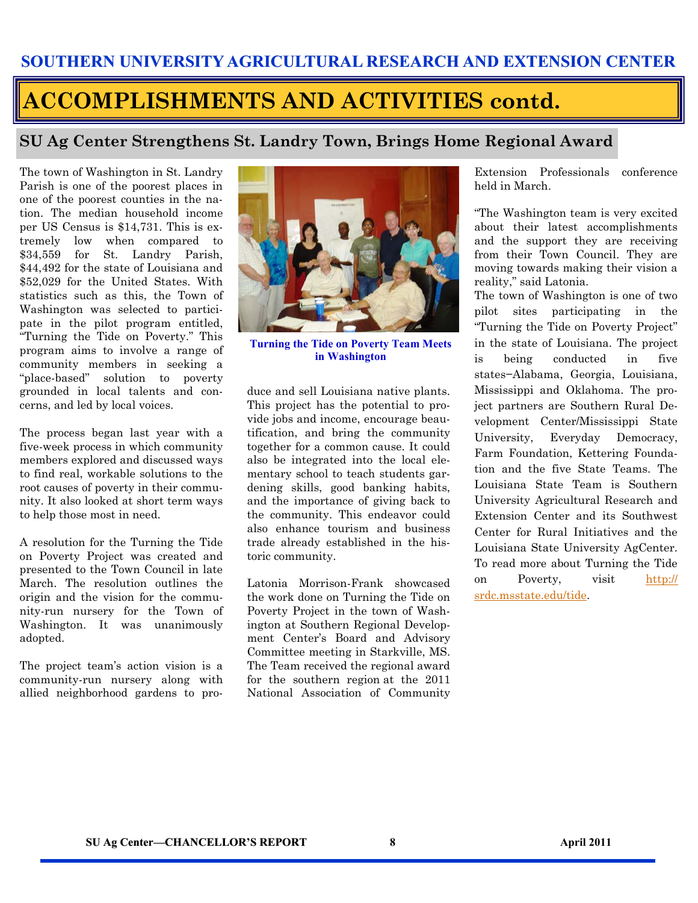## ACCOMPLISHMENTS AND ACTIVITIES contd.

### SU Ag Center Strengthens St. Landry Town, Brings Home Regional Award

The town of Washington in St. Landry Parish is one of the poorest places in one of the poorest counties in the nation. The median household income per US Census is $14,731. This is extremely low when compared to $34,559 for St. Landry Parish, $44,492 for the state of Louisiana and $52,029 for the United States. With statistics such as this, the Town of Washington was selected to participate in the pilot program entitled, "Turning the Tide on Poverty." This program aims to involve a range of community members in seeking a "place-based" solution to poverty grounded in local talents and concerns, and led by local voices.

The process began last year with a five-week process in which community members explored and discussed ways to find real, workable solutions to the root causes of poverty in their community. It also looked at short term ways to help those most in need.

A resolution for the Turning the Tide on Poverty Project was created and presented to the Town Council in late March. The resolution outlines the origin and the vision for the community-run nursery for the Town of Washington. It was unanimously adopted.

The project team's action vision is a community-run nursery along with allied neighborhood gardens to produce and sell Louisiana native plants. This project has the potential to provide jobs and income, encourage beautification, and bring the community together for a common cause. It could also be integrated into the local elementary school to teach students gardening skills, good banking habits, and the importance of giving back to the community. This endeavor could also enhance tourism and business trade already established in the historic community.

**Turning the Tide on Poverty Team Meets in Washington**

Latonia Morrison-Frank showcased the work done on Turning the Tide on Poverty Project in the town of Washington at Southern Regional Development Center's Board and Advisory Committee meeting in Starkville, MS. The Team received the regional award for the southern region at the 2011 National Association of Community Extension Professionals conference held in March.

"The Washington team is very excited about their latest accomplishments and the support they are receiving from their Town Council. They are moving towards making their vision a reality," said Latonia.

The town of Washington is one of two pilot sites participating in the "Turning the Tide on Poverty Project" in the state of Louisiana. The project is being conducted in five states−Alabama, Georgia, Louisiana, Mississippi and Oklahoma. The project partners are Southern Rural Development Center/Mississippi State University, Everyday Democracy, Farm Foundation, Kettering Foundation and the five State Teams. The Louisiana State Team is Southern University Agricultural Research and Extension Center and its Southwest Center for Rural Initiatives and the Louisiana State University AgCenter. To read more about Turning the Tide on Poverty, visit http://srdc.msstate.edu/tide.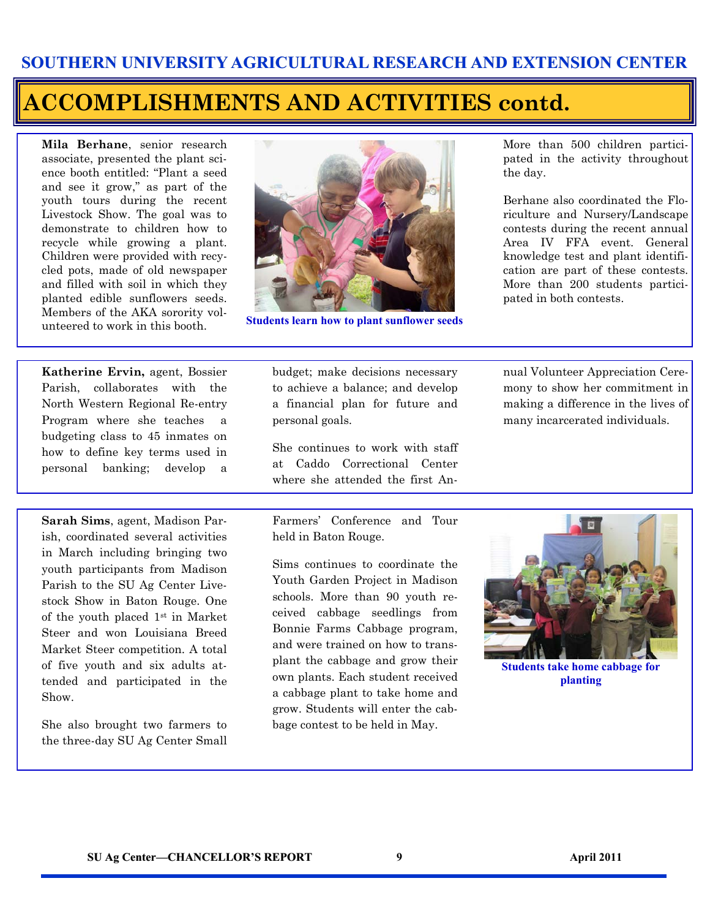## SOUTHERN UNIVERSITY AGRICULTURAL RESEARCH AND EXTENSION CENTER

# ACCOMPLISHMENTS AND ACTIVITIES contd.

**Mila Berhane**, senior research associate, presented the plant science booth entitled: "Plant a seed and see it grow," as part of the youth tours during the recent Livestock Show. The goal was to demonstrate to children how to recycle while growing a plant. Children were provided with recycled pots, made of old newspaper and filled with soil in which they planted edible sunflowers seeds. Members of the AKA sorority volunteered to work in this booth. More than 500 children participated in the activity throughout the day.

Students learn how to plant sunflower seeds

Berhane also coordinated the Floriculture and Nursery/Landscape contests during the recent annual Area IV FFA event. General knowledge test and plant identification are part of these contests. More than 200 students participated in both contests.

**Katherine Ervin,** agent, Bossier Parish, collaborates with the North Western Regional Re-entry Program where she teaches a budgeting class to 45 inmates on how to define key terms used in personal banking; develop a budget; make decisions necessary to achieve a balance; and develop a financial plan for future and personal goals.

She continues to work with staff at Caddo Correctional Center where she attended the first Annual Volunteer Appreciation Ceremony to show her commitment in making a difference in the lives of many incarcerated individuals.

**Sarah Sims**, agent, Madison Parish, coordinated several activities in March including bringing two youth participants from Madison Parish to the SU Ag Center Livestock Show in Baton Rouge. One of the youth placed 1st in Market Steer and won Louisiana Breed Market Steer competition. A total of five youth and six adults attended and participated in the Show.

She also brought two farmers to the three-day SU Ag Center Small Farmers' Conference and Tour held in Baton Rouge.

Sims continues to coordinate the Youth Garden Project in Madison schools. More than 90 youth received cabbage seedlings from Bonnie Farms Cabbage program, and were trained on how to transplant the cabbage and grow their own plants. Each student received a cabbage plant to take home and grow. Students will enter the cabbage contest to be held in May.

Students take home cabbage for planting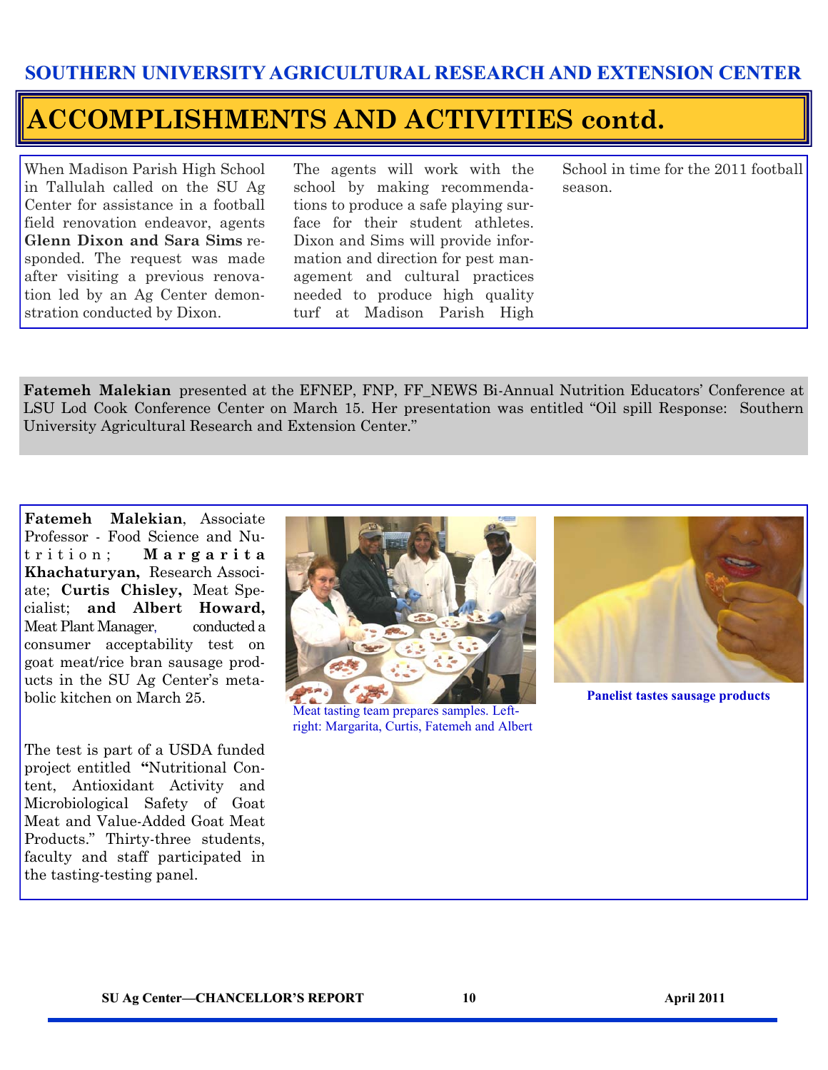# SOUTHERN UNIVERSITY AGRICULTURAL RESEARCH AND EXTENSION CENTER

## ACCOMPLISHMENTS AND ACTIVITIES contd.

When Madison Parish High School in Tallulah called on the SU Ag Center for assistance in a football field renovation endeavor, agents **Glenn Dixon and Sara Sims** responded. The request was made after visiting a previous renovation led by an Ag Center demonstration conducted by Dixon. The agents will work with the school by making recommendations to produce a safe playing surface for their student athletes. Dixon and Sims will provide information and direction for pest management and cultural practices needed to produce high quality turf at Madison Parish High School in time for the 2011 football season.

**Fatemeh Malekian** presented at the EFNEP, FNP, FF_NEWS Bi-Annual Nutrition Educators' Conference at LSU Lod Cook Conference Center on March 15. Her presentation was entitled "Oil spill Response: Southern University Agricultural Research and Extension Center."

**Fatemeh Malekian**, Associate Professor - Food Science and Nutrition; **Margarita Khachaturyan,** Research Associate; **Curtis Chisley,** Meat Specialist; **and Albert Howard,** Meat Plant Manager, conducted a consumer acceptability test on goat meat/rice bran sausage products in the SU Ag Center's metabolic kitchen on March 25.

The test is part of a USDA funded project entitled "Nutritional Content, Antioxidant Activity and Microbiological Safety of Goat Meat and Value-Added Goat Meat Products." Thirty-three students, faculty and staff participated in the tasting-testing panel.

Meat tasting team prepares samples. Left-right: Margarita, Curtis, Fatemeh and Albert

Panelist tastes sausage products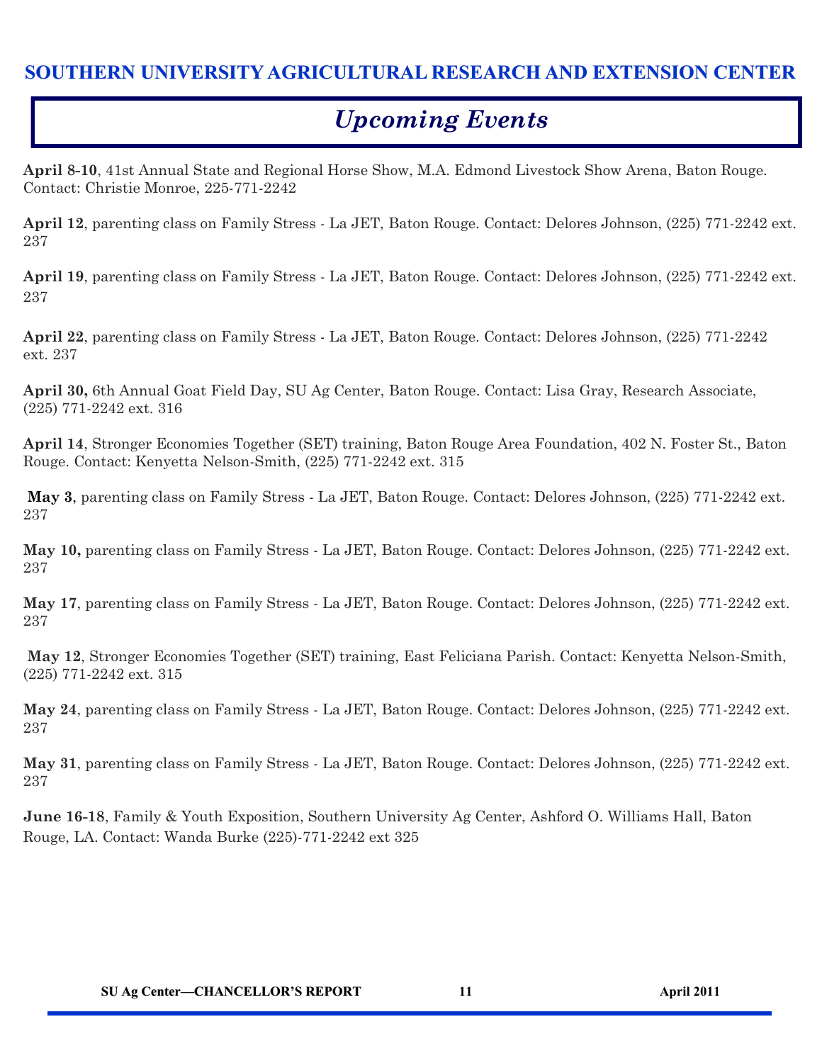## SOUTHERN UNIVERSITY AGRICULTURAL RESEARCH AND EXTENSION CENTER

# *Upcoming Events*

**April 8-10**, 41st Annual State and Regional Horse Show, M.A. Edmond Livestock Show Arena, Baton Rouge. Contact: Christie Monroe, 225-771-2242

**April 12**, parenting class on Family Stress - La JET, Baton Rouge. Contact: Delores Johnson, (225) 771-2242 ext. 237

**April 19**, parenting class on Family Stress - La JET, Baton Rouge. Contact: Delores Johnson, (225) 771-2242 ext. 237

**April 22**, parenting class on Family Stress - La JET, Baton Rouge. Contact: Delores Johnson, (225) 771-2242 ext. 237

**April 30,** 6th Annual Goat Field Day, SU Ag Center, Baton Rouge. Contact: Lisa Gray, Research Associate, (225) 771-2242 ext. 316

**April 14**, Stronger Economies Together (SET) training, Baton Rouge Area Foundation, 402 N. Foster St., Baton Rouge. Contact: Kenyetta Nelson-Smith, (225) 771-2242 ext. 315

**May 3**, parenting class on Family Stress - La JET, Baton Rouge. Contact: Delores Johnson, (225) 771-2242 ext. 237

**May 10,** parenting class on Family Stress - La JET, Baton Rouge. Contact: Delores Johnson, (225) 771-2242 ext. 237

**May 17**, parenting class on Family Stress - La JET, Baton Rouge. Contact: Delores Johnson, (225) 771-2242 ext. 237

**May 12**, Stronger Economies Together (SET) training, East Feliciana Parish. Contact: Kenyetta Nelson-Smith, (225) 771-2242 ext. 315

**May 24**, parenting class on Family Stress - La JET, Baton Rouge. Contact: Delores Johnson, (225) 771-2242 ext. 237

**May 31**, parenting class on Family Stress - La JET, Baton Rouge. Contact: Delores Johnson, (225) 771-2242 ext. 237

**June 16-18**, Family & Youth Exposition, Southern University Ag Center, Ashford O. Williams Hall, Baton Rouge, LA. Contact: Wanda Burke (225)-771-2242 ext 325